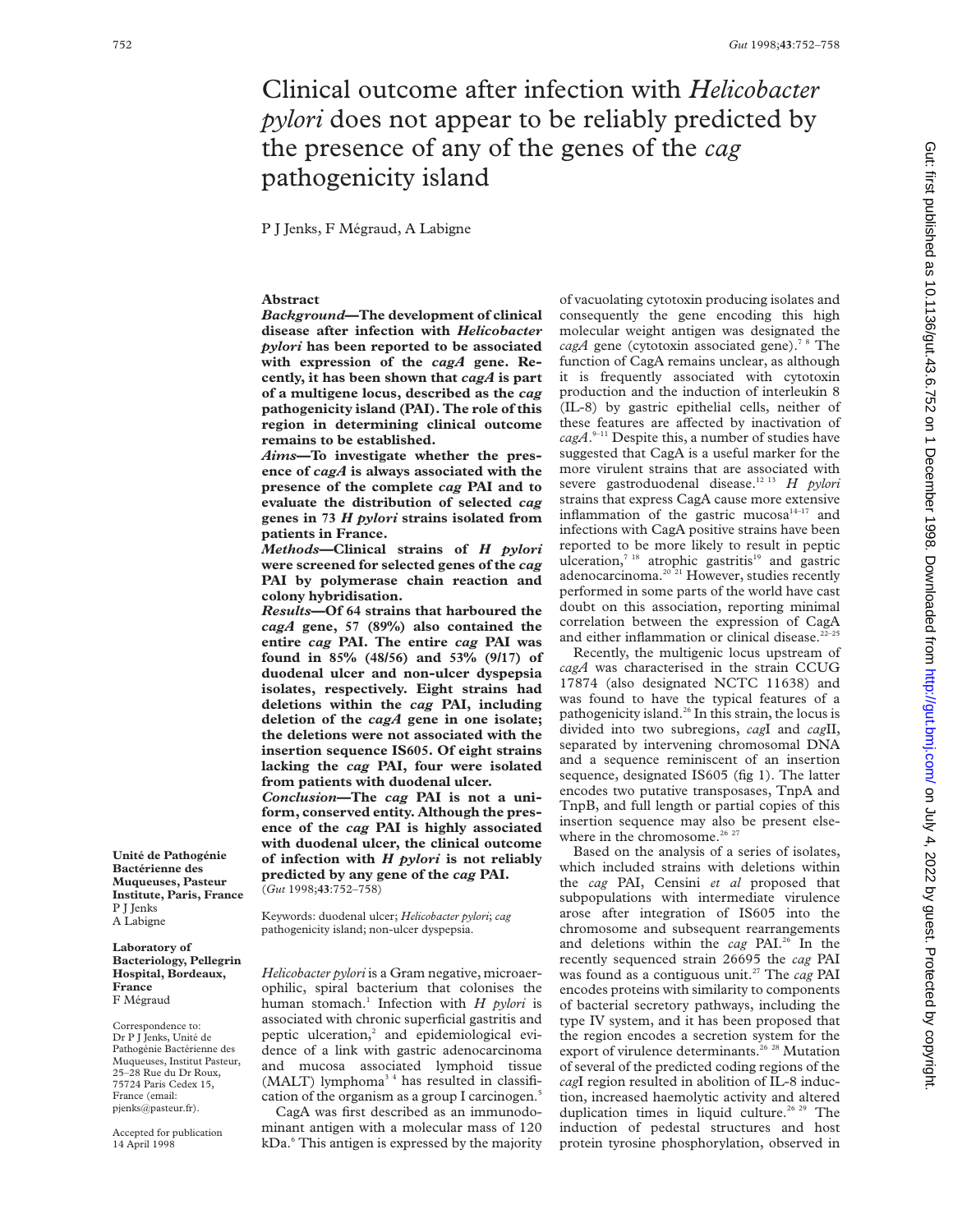# Clinical outcome after infection with *Helicobacter pylori* does not appear to be reliably predicted by the presence of any of the genes of the *cag* pathogenicity island

P J Jenks, F Mégraud, A Labigne

## Abstract

***Background*—The development of clinical disease after infection with *Helicobacter pylori* has been reported to be associated with expression of the *cagA* gene. Recently, it has been shown that *cagA* is part of a multigene locus, described as the *cag* pathogenicity island (PAI). The role of this region in determining clinical outcome remains to be established.**

***Aims*—To investigate whether the presence of *cagA* is always associated with the presence of the complete *cag* PAI and to evaluate the distribution of selected *cag* genes in 73 *H pylori* strains isolated from patients in France.**

***Methods*—Clinical strains of *H pylori* were screened for selected genes of the *cag* PAI by polymerase chain reaction and colony hybridisation.**

***Results*—Of 64 strains that harboured the *cagA* gene, 57 (89%) also contained the entire *cag* PAI. The entire *cag* PAI was found in 85% (48/56) and 53% (9/17) of duodenal ulcer and non-ulcer dyspepsia isolates, respectively. Eight strains had deletions within the *cag* PAI, including deletion of the *cagA* gene in one isolate; the deletions were not associated with the insertion sequence IS605. Of eight strains lacking the *cag* PAI, four were isolated from patients with duodenal ulcer.**

***Conclusion*—The *cag* PAI is not a uniform, conserved entity. Although the presence of the *cag* PAI is highly associated with duodenal ulcer, the clinical outcome of infection with *H pylori* is not reliably predicted by any gene of the *cag* PAI.**

(*Gut* 1998;**43**:752–758)

Keywords: duodenal ulcer; *Helicobacter pylori*; *cag* pathogenicity island; non-ulcer dyspepsia.

*Helicobacter pylori* is a Gram negative, microaerophilic, spiral bacterium that colonises the human stomach.[1] Infection with *H pylori* is associated with chronic superficial gastritis and peptic ulceration,[2] and epidemiological evidence of a link with gastric adenocarcinoma and mucosa associated lymphoid tissue (MALT) lymphoma[3 4] has resulted in classification of the organism as a group I carcinogen.[5]

CagA was first described as an immunodominant antigen with a molecular mass of 120 kDa.[6] This antigen is expressed by the majority of vacuolating cytotoxin producing isolates and consequently the gene encoding this high molecular weight antigen was designated the *cagA* gene (cytotoxin associated gene).[7 8] The function of CagA remains unclear, as although it is frequently associated with cytotoxin production and the induction of interleukin 8 (IL-8) by gastric epithelial cells, neither of these features are affected by inactivation of *cagA*.[9–11] Despite this, a number of studies have suggested that CagA is a useful marker for the more virulent strains that are associated with severe gastroduodenal disease.[12 13] *H pylori* strains that express CagA cause more extensive inflammation of the gastric mucosa[14–17] and infections with CagA positive strains have been reported to be more likely to result in peptic ulceration,[7 18] atrophic gastritis[19] and gastric adenocarcinoma.[20 21] However, studies recently performed in some parts of the world have cast doubt on this association, reporting minimal correlation between the expression of CagA and either inflammation or clinical disease.[22–25]

Recently, the multigenic locus upstream of *cagA* was characterised in the strain CCUG 17874 (also designated NCTC 11638) and was found to have the typical features of a pathogenicity island.[26] In this strain, the locus is divided into two subregions, *cag*I and *cag*II, separated by intervening chromosomal DNA and a sequence reminiscent of an insertion sequence, designated IS605 (fig 1). The latter encodes two putative transposases, TnpA and TnpB, and full length or partial copies of this insertion sequence may also be present elsewhere in the chromosome.[26 27]

Based on the analysis of a series of isolates, which included strains with deletions within the *cag* PAI, Censini *et al* proposed that subpopulations with intermediate virulence arose after integration of IS605 into the chromosome and subsequent rearrangements and deletions within the *cag* PAI.[26] In the recently sequenced strain 26695 the *cag* PAI was found as a contiguous unit.[27] The *cag* PAI encodes proteins with similarity to components of bacterial secretory pathways, including the type IV system, and it has been proposed that the region encodes a secretion system for the export of virulence determinants.[26 28] Mutation of several of the predicted coding regions of the *cag*I region resulted in abolition of IL-8 induction, increased haemolytic activity and altered duplication times in liquid culture.[26 29] The induction of pedestal structures and host protein tyrosine phosphorylation, observed in

Unité de Pathogénie Bactérienne des Muqueuses, Pasteur Institute, Paris, France
P J Jenks
A Labigne

Laboratory of Bacteriology, Pellegrin Hospital, Bordeaux, France
F Mégraud

Correspondence to: Dr P J Jenks, Unité de Pathogénie Bactérienne des Muqueuses, Institut Pasteur, 25–28 Rue du Dr Roux, 75724 Paris Cedex 15, France (email: pjenks@pasteur.fr).

Accepted for publication 14 April 1998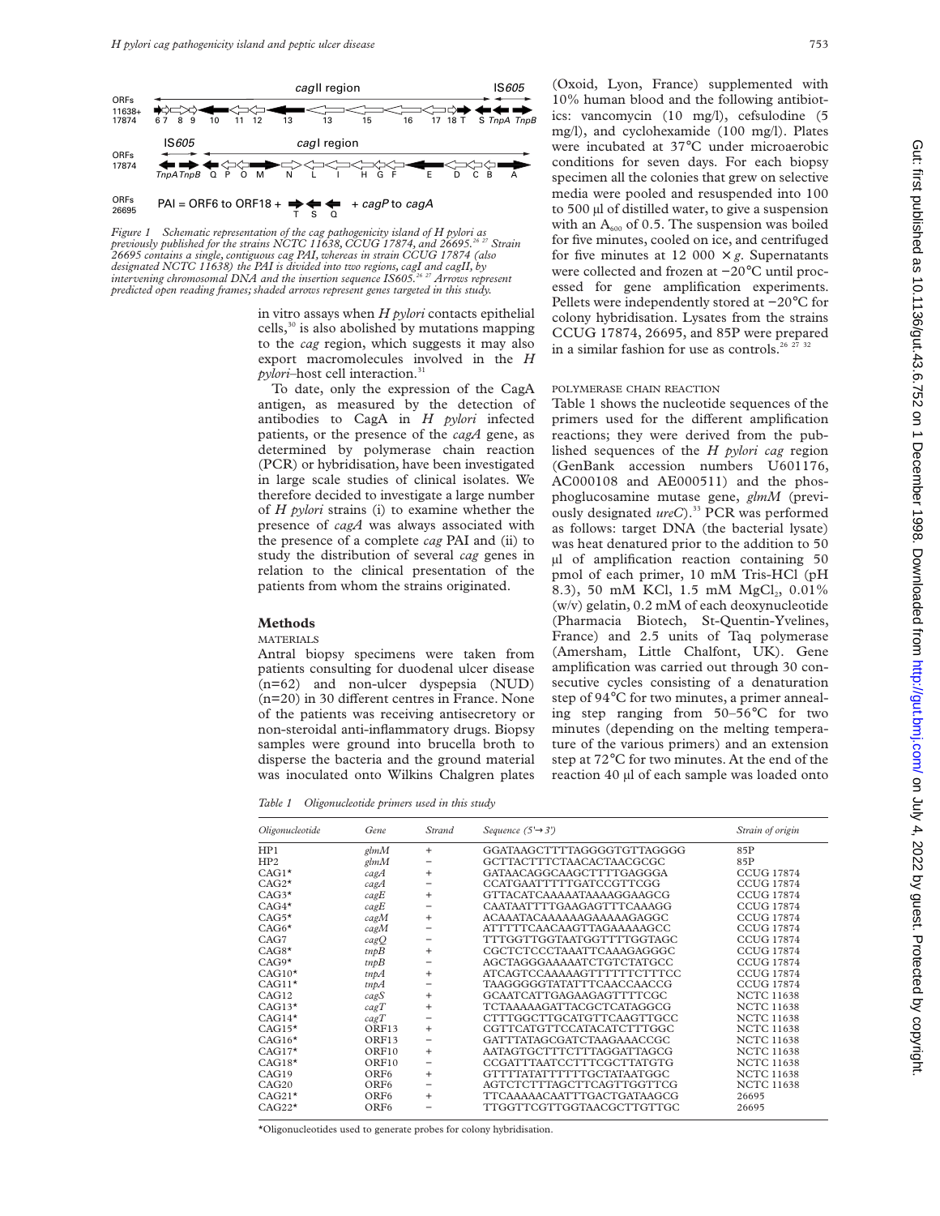Figure 1 Schematic representation of the cag pathogenicity island of H pylori as previously published for the strains NCTC 11638, CCUG 17874, and 26695.[26 27] Strain 26695 contains a single, contiguous cag PAI, whereas in strain CCUG 17874 (also designated NCTC 11638) the PAI is divided into two regions, cagI and cagII, by intervening chromosomal DNA and the insertion sequence IS605.[26 27] Arrows represent predicted open reading frames; shaded arrows represent genes targeted in this study.

in vitro assays when *H pylori* contacts epithelial cells,[30] is also abolished by mutations mapping to the *cag* region, which suggests it may also export macromolecules involved in the *H pylori*–host cell interaction.[31]

To date, only the expression of the CagA antigen, as measured by the detection of antibodies to CagA in *H pylori* infected patients, or the presence of the *cagA* gene, as determined by polymerase chain reaction (PCR) or hybridisation, have been investigated in large scale studies of clinical isolates. We therefore decided to investigate a large number of *H pylori* strains (i) to examine whether the presence of *cagA* was always associated with the presence of a complete *cag* PAI and (ii) to study the distribution of several *cag* genes in relation to the clinical presentation of the patients from whom the strains originated.

## Methods

### MATERIALS

Antral biopsy specimens were taken from patients consulting for duodenal ulcer disease (n=62) and non-ulcer dyspepsia (NUD) (n=20) in 30 different centres in France. None of the patients was receiving antisecretory or non-steroidal anti-inflammatory drugs. Biopsy samples were ground into brucella broth to disperse the bacteria and the ground material was inoculated onto Wilkins Chalgren plates (Oxoid, Lyon, France) supplemented with 10% human blood and the following antibiotics: vancomycin (10 mg/l), cefsulodine (5 mg/l), and cyclohexamide (100 mg/l). Plates were incubated at 37°C under microaerobic conditions for seven days. For each biopsy specimen all the colonies that grew on selective media were pooled and resuspended into 100 to 500 µl of distilled water, to give a suspension with an $A_{600}$ of 0.5. The suspension was boiled for five minutes, cooled on ice, and centrifuged for five minutes at 12 000 × *g*. Supernatants were collected and frozen at −20°C until processed for gene amplification experiments. Pellets were independently stored at −20°C for colony hybridisation. Lysates from the strains CCUG 17874, 26695, and 85P were prepared in a similar fashion for use as controls.[26 27 32]

### POLYMERASE CHAIN REACTION

Table 1 shows the nucleotide sequences of the primers used for the different amplification reactions; they were derived from the published sequences of the *H pylori cag* region (GenBank accession numbers U601176, AC000108 and AE000511) and the phosphoglucosamine mutase gene, *glmM* (previously designated *ureC*).[33] PCR was performed as follows: target DNA (the bacterial lysate) was heat denatured prior to the addition to 50 µl of amplification reaction containing 50 pmol of each primer, 10 mM Tris-HCl (pH 8.3), 50 mM KCl, 1.5 mM $MgCl_2$, 0.01% (w/v) gelatin, 0.2 mM of each deoxynucleotide (Pharmacia Biotech, St-Quentin-Yvelines, France) and 2.5 units of Taq polymerase (Amersham, Little Chalfont, UK). Gene amplification was carried out through 30 consecutive cycles consisting of a denaturation step of 94°C for two minutes, a primer annealing step ranging from 50–56°C for two minutes (depending on the melting temperature of the various primers) and an extension step at 72°C for two minutes. At the end of the reaction 40 µl of each sample was loaded onto

Table 1 Oligonucleotide primers used in this study

| Oligonucleotide | Gene | Strand | Sequence (5'→3') | Strain of origin |
|---|---|---|---|---|
| HP1 | *glmM* | + | GGATAAGCTTTTAGGGGTGTTAGGGG | 85P |
| HP2 | *glmM* | − | GCTTACTTTCTAACACTAACGCGC | 85P |
| CAG1* | *cagA* | + | GATAACAGGCAAGCTTTTGAGGGA | CCUG 17874 |
| CAG2* | *cagA* | − | CCATGAATTTTTGATCCGTTCGG | CCUG 17874 |
| CAG3* | *cagE* | + | GTTACATCAAAAATAAAAGGAAGCG | CCUG 17874 |
| CAG4* | *cagE* | − | CAATAATTTTGAAGAGTTTCAAAGG | CCUG 17874 |
| CAG5* | *cagM* | + | ACAAATACAAAAAAGAAAAAGAGGC | CCUG 17874 |
| CAG6* | *cagM* | − | ATTTTTCAACAAGTTAGAAAAAGCC | CCUG 17874 |
| CAG7 | *cagQ* | − | TTTGGTTGGTAATGGTTTTGGTAGC | CCUG 17874 |
| CAG8* | *tnpB* | + | CGCTCTCCCTAAATTCAAAGAGGGC | CCUG 17874 |
| CAG9* | *tnpB* | − | AGCTAGGGAAAAATCTGTCTATGCC | CCUG 17874 |
| CAG10* | *tnpA* | + | ATCAGTCCAAAAAGTTTTTTCTTTCC | CCUG 17874 |
| CAG11* | *tnpA* | − | TAAGGGGGTATATTTCAACCAACCG | CCUG 17874 |
| CAG12 | *cagS* | + | GCAATCATTGAGAAGAGTTTTCGC | NCTC 11638 |
| CAG13* | *cagT* | + | TCTAAAAAGATTACGCTCATAGGCG | NCTC 11638 |
| CAG14* | *cagT* | − | CTTTGGCTTGCATGTTCAAGTTGCC | NCTC 11638 |
| CAG15* | ORF13 | + | CGTTCATGTTCCATACATCTTTGGC | NCTC 11638 |
| CAG16* | ORF13 | − | GATTTATAGCGATCTAAGAAACCGC | NCTC 11638 |
| CAG17* | ORF10 | + | AATAGTGCTTTCTTTAGGATTAGCG | NCTC 11638 |
| CAG18* | ORF10 | − | CCGATTTAATCCTTTCGCTTATGTG | NCTC 11638 |
| CAG19 | ORF6 | + | GTTTTATATTTTTTGCTATAATGGC | NCTC 11638 |
| CAG20 | ORF6 | − | AGTCTCTTTAGCTTCAGTTGGTTCG | NCTC 11638 |
| CAG21* | ORF6 | + | TTCAAAAACAATTTGACTGATAAGCG | 26695 |
| CAG22* | ORF6 | − | TTGGTTCGTTGGTAACGCTTGTTGC | 26695 |

*Oligonucleotides used to generate probes for colony hybridisation.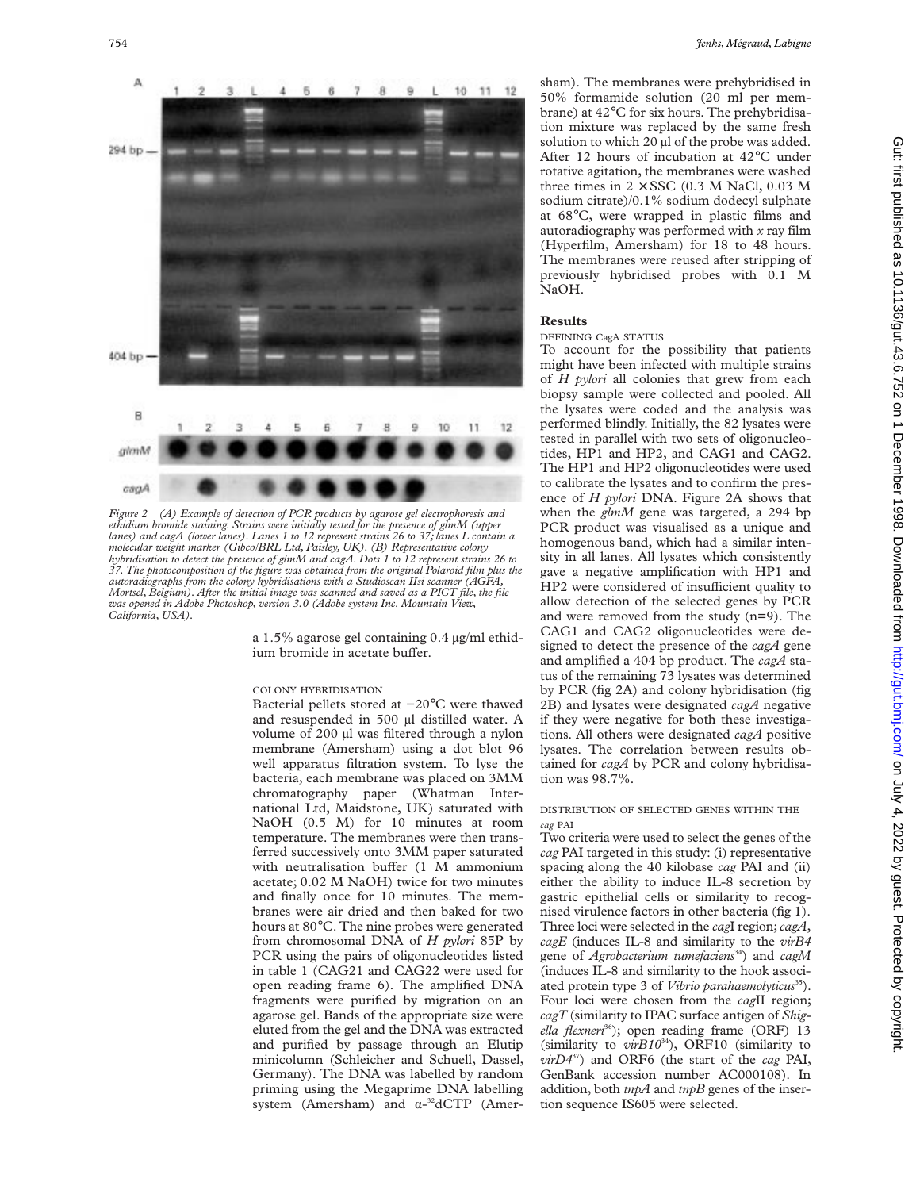Figure 2 (A) Example of detection of PCR products by agarose gel electrophoresis and ethidium bromide staining. Strains were initially tested for the presence of *glmM* (upper lanes) and *cagA* (lower lanes). Lanes 1 to 12 represent strains 26 to 37; lanes L contain a molecular weight marker (Gibco/BRL Ltd, Paisley, UK). (B) Representative colony hybridisation to detect the presence of *glmM* and *cagA*. Dots 1 to 12 represent strains 26 to 37. The photocomposition of the figure was obtained from the original Polaroid film plus the autoradiographs from the colony hybridisations with a Studioscan IIsi scanner (AGFA, Mortsel, Belgium). After the initial image was scanned and saved as a PICT file, the file was opened in Adobe Photoshop, version 3.0 (Adobe system Inc. Mountain View, California, USA).

a 1.5% agarose gel containing 0.4 µg/ml ethidium bromide in acetate buffer.

### COLONY HYBRIDISATION

Bacterial pellets stored at −20°C were thawed and resuspended in 500 µl distilled water. A volume of 200 µl was filtered through a nylon membrane (Amersham) using a dot blot 96 well apparatus filtration system. To lyse the bacteria, each membrane was placed on 3MM chromatography paper (Whatman International Ltd, Maidstone, UK) saturated with NaOH (0.5 M) for 10 minutes at room temperature. The membranes were then transferred successively onto 3MM paper saturated with neutralisation buffer (1 M ammonium acetate; 0.02 M NaOH) twice for two minutes and finally once for 10 minutes. The membranes were air dried and then baked for two hours at 80°C. The nine probes were generated from chromosomal DNA of *H pylori* 85P by PCR using the pairs of oligonucleotides listed in table 1 (CAG21 and CAG22 were used for open reading frame 6). The amplified DNA fragments were purified by migration on an agarose gel. Bands of the appropriate size were eluted from the gel and the DNA was extracted and purified by passage through an Elutip minicolumn (Schleicher and Schuell, Dassel, Germany). The DNA was labelled by random priming using the Megaprime DNA labelling system (Amersham) and α-$^{32}$dCTP (Amersham). The membranes were prehybridised in 50% formamide solution (20 ml per membrane) at 42°C for six hours. The prehybridisation mixture was replaced by the same fresh solution to which 20 µl of the probe was added. After 12 hours of incubation at 42°C under rotative agitation, the membranes were washed three times in 2 × SSC (0.3 M NaCl, 0.03 M sodium citrate)/0.1% sodium dodecyl sulphate at 68°C, were wrapped in plastic films and autoradiography was performed with *x* ray film (Hyperfilm, Amersham) for 18 to 48 hours. The membranes were reused after stripping of previously hybridised probes with 0.1 M NaOH.

## Results

### DEFINING CagA STATUS

To account for the possibility that patients might have been infected with multiple strains of *H pylori* all colonies that grew from each biopsy sample were collected and pooled. All the lysates were coded and the analysis was performed blindly. Initially, the 82 lysates were tested in parallel with two sets of oligonucleotides, HP1 and HP2, and CAG1 and CAG2. The HP1 and HP2 oligonucleotides were used to calibrate the lysates and to confirm the presence of *H pylori* DNA. Figure 2A shows that when the *glmM* gene was targeted, a 294 bp PCR product was visualised as a unique and homogenous band, which had a similar intensity in all lanes. All lysates which consistently gave a negative amplification with HP1 and HP2 were considered of insufficient quality to allow detection of the selected genes by PCR and were removed from the study (n=9). The CAG1 and CAG2 oligonucleotides were designed to detect the presence of the *cagA* gene and amplified a 404 bp product. The *cagA* status of the remaining 73 lysates was determined by PCR (fig 2A) and colony hybridisation (fig 2B) and lysates were designated *cagA* negative if they were negative for both these investigations. All others were designated *cagA* positive lysates. The correlation between results obtained for *cagA* by PCR and colony hybridisation was 98.7%.

### DISTRIBUTION OF SELECTED GENES WITHIN THE *cag* PAI

Two criteria were used to select the genes of the *cag* PAI targeted in this study: (i) representative spacing along the 40 kilobase *cag* PAI and (ii) either the ability to induce IL-8 secretion by gastric epithelial cells or similarity to recognised virulence factors in other bacteria (fig 1). Three loci were selected in the *cag*I region; *cagA*, *cagE* (induces IL-8 and similarity to the *virB4* gene of *Agrobacterium tumefaciens*[34]) and *cagM* (induces IL-8 and similarity to the hook associated protein type 3 of *Vibrio parahaemolyticus*[35]). Four loci were chosen from the *cag*II region; *cagT* (similarity to IPAC surface antigen of *Shigella flexneri*[36]); open reading frame (ORF) 13 (similarity to *virB10*[34]), ORF10 (similarity to *virD4*[37]) and ORF6 (the start of the *cag* PAI, GenBank accession number AC000108). In addition, both *tnpA* and *tnpB* genes of the insertion sequence IS605 were selected.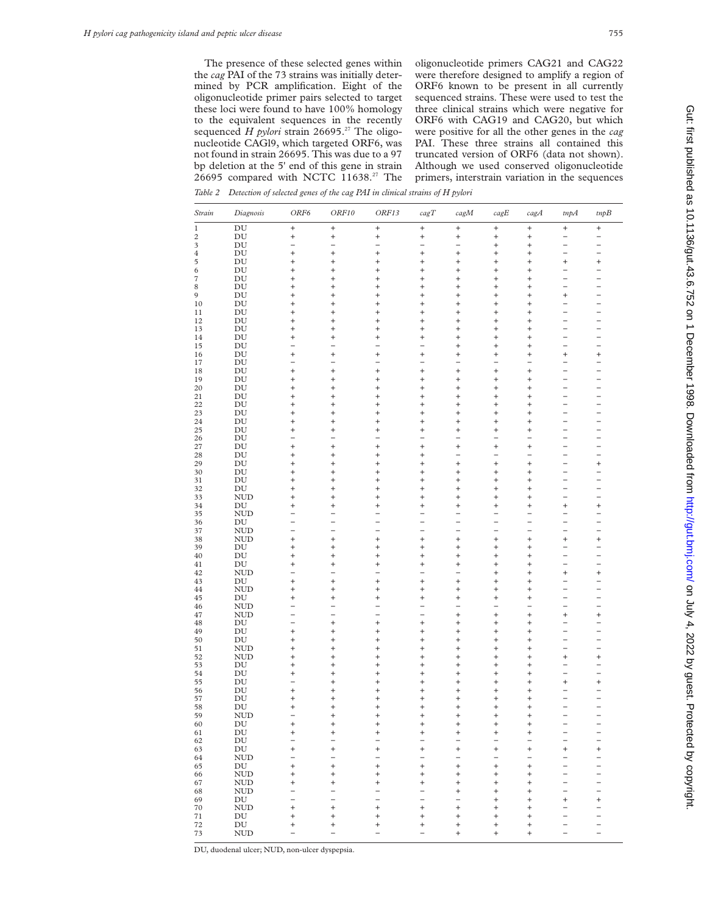The presence of these selected genes within the *cag* PAI of the 73 strains was initially determined by PCR amplification. Eight of the oligonucleotide primer pairs selected to target these loci were found to have 100% homology to the equivalent sequences in the recently sequenced *H pylori* strain 26695.[27] The oligonucleotide CAGl9, which targeted ORF6, was not found in strain 26695. This was due to a 97 bp deletion at the 5' end of this gene in strain 26695 compared with NCTC 11638.[27] The oligonucleotide primers CAG21 and CAG22 were therefore designed to amplify a region of ORF6 known to be present in all currently sequenced strains. These were used to test the three clinical strains which were negative for ORF6 with CAG19 and CAG20, but which were positive for all the other genes in the *cag* PAI. These three strains all contained this truncated version of ORF6 (data not shown). Although we used conserved oligonucleotide primers, interstrain variation in the sequences

*Table 2 Detection of selected genes of the cag PAI in clinical strains of H pylori*

| Strain | Diagnosis | ORF6 | ORF10 | ORF13 | cagT | cagM | cagE | cagA | tnpA | tnpB |
|---|---|---|---|---|---|---|---|---|---|---|
| 1 | DU | + | + | + | + | + | + | + | + | + |
| 2 | DU | + | + | + | + | + | + | + | – | – |
| 3 | DU | – | – | – | – | – | + | + | – | – |
| 4 | DU | + | + | + | + | + | + | + | – | – |
| 5 | DU | + | + | + | + | + | + | + | + | + |
| 6 | DU | + | + | + | + | + | + | + | – | – |
| 7 | DU | + | + | + | + | + | + | + | – | – |
| 8 | DU | + | + | + | + | + | + | + | – | – |
| 9 | DU | + | + | + | + | + | + | + | + | – |
| 10 | DU | + | + | + | + | + | + | + | – | – |
| 11 | DU | + | + | + | + | + | + | + | – | – |
| 12 | DU | + | + | + | + | + | + | + | – | – |
| 13 | DU | + | + | + | + | + | + | + | – | – |
| 14 | DU | + | + | + | + | + | + | + | – | – |
| 15 | DU | – | – | – | – | + | + | + | – | – |
| 16 | DU | + | + | + | + | + | + | + | + | + |
| 17 | DU | – | – | – | – | – | – | – | – | – |
| 18 | DU | + | + | + | + | + | + | + | – | – |
| 19 | DU | + | + | + | + | + | + | + | – | – |
| 20 | DU | + | + | + | + | + | + | + | – | – |
| 21 | DU | + | + | + | + | + | + | + | – | – |
| 22 | DU | + | + | + | + | + | + | + | – | – |
| 23 | DU | + | + | + | + | + | + | + | – | – |
| 24 | DU | + | + | + | + | + | + | + | – | – |
| 25 | DU | + | + | + | + | + | + | + | – | – |
| 26 | DU | – | – | – | – | – | – | – | – | – |
| 27 | DU | + | + | + | + | + | + | + | – | – |
| 28 | DU | + | + | + | + | – | – | – | – | – |
| 29 | DU | + | + | + | + | + | + | + | – | + |
| 30 | DU | + | + | + | + | + | + | + | – | – |
| 31 | DU | + | + | + | + | + | + | + | – | – |
| 32 | DU | + | + | + | + | + | + | + | – | – |
| 33 | NUD | + | + | + | + | + | + | + | – | – |
| 34 | DU | + | + | + | + | + | + | + | + | + |
| 35 | NUD | – | – | – | – | – | – | – | – | – |
| 36 | DU | – | – | – | – | – | – | – | – | – |
| 37 | NUD | – | – | – | – | – | – | – | – | – |
| 38 | NUD | + | + | + | + | + | + | + | + | + |
| 39 | DU | + | + | + | + | + | + | + | – | – |
| 40 | DU | + | + | + | + | + | + | + | – | – |
| 41 | DU | + | + | + | + | + | + | + | – | – |
| 42 | NUD | – | – | – | – | – | + | + | + | + |
| 43 | DU | + | + | + | + | + | + | + | – | – |
| 44 | NUD | + | + | + | + | + | + | + | – | – |
| 45 | DU | + | + | + | + | + | + | + | – | – |
| 46 | NUD | – | – | – | – | – | – | – | – | – |
| 47 | NUD | – | – | – | – | + | + | + | + | + |
| 48 | DU | – | + | + | + | + | + | + | – | – |
| 49 | DU | + | + | + | + | + | + | + | – | – |
| 50 | DU | + | + | + | + | + | + | + | – | – |
| 51 | NUD | + | + | + | + | + | + | + | – | – |
| 52 | NUD | + | + | + | + | + | + | + | + | + |
| 53 | DU | + | + | + | + | + | + | + | – | – |
| 54 | DU | + | + | + | + | + | + | + | – | – |
| 55 | DU | – | + | + | + | + | + | + | + | + |
| 56 | DU | + | + | + | + | + | + | + | – | – |
| 57 | DU | + | + | + | + | + | + | + | – | – |
| 58 | DU | + | + | + | + | + | + | + | – | – |
| 59 | NUD | – | + | + | + | + | + | + | – | – |
| 60 | DU | + | + | + | + | + | + | + | – | – |
| 61 | DU | + | + | + | + | + | + | + | – | – |
| 62 | DU | – | – | – | – | – | – | – | – | – |
| 63 | DU | + | + | + | + | + | + | + | + | + |
| 64 | NUD | – | – | – | – | – | – | – | – | – |
| 65 | DU | + | + | + | + | + | + | + | – | – |
| 66 | NUD | + | + | + | + | + | + | + | – | – |
| 67 | NUD | + | + | + | + | + | + | + | – | – |
| 68 | NUD | – | – | – | – | + | + | + | – | – |
| 69 | DU | – | – | – | – | – | + | + | + | + |
| 70 | NUD | + | + | + | + | + | + | + | – | – |
| 71 | DU | + | + | + | + | + | + | + | – | – |
| 72 | DU | + | + | + | + | + | + | + | – | – |
| 73 | NUD | – | – | – | – | + | + | + | – | – |

DU, duodenal ulcer; NUD, non-ulcer dyspepsia.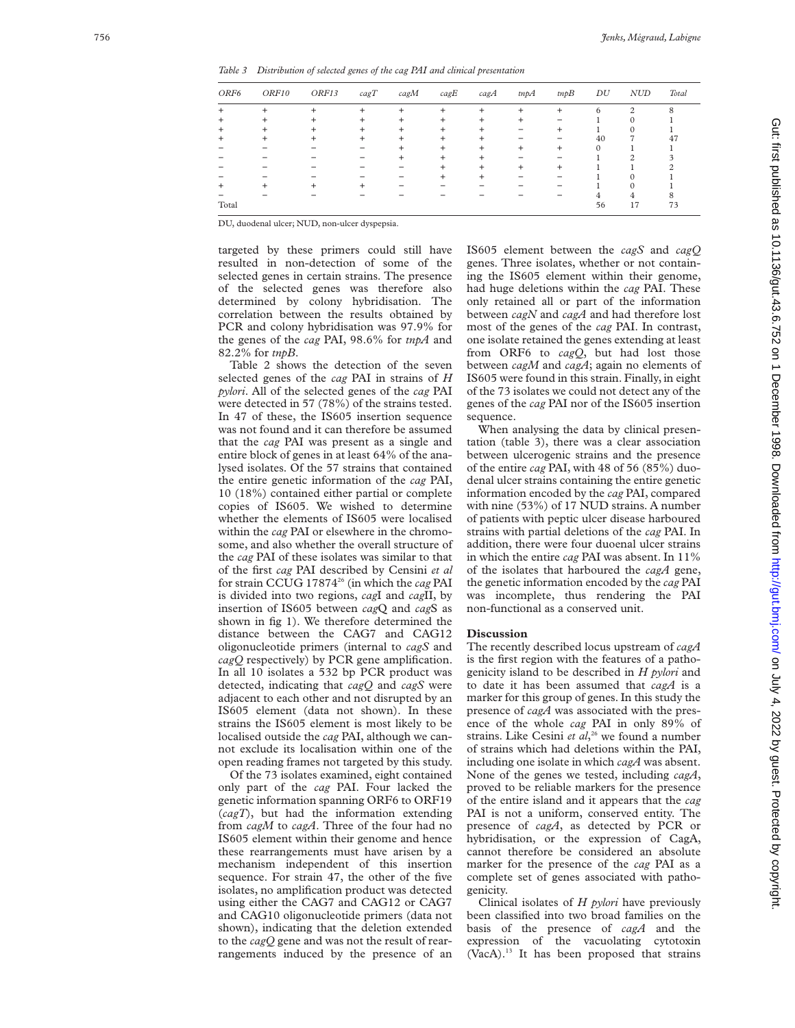*Table 3 Distribution of selected genes of the cag PAI and clinical presentation*

| ORF6 | ORF10 | ORF13 | cagT | cagM | cagE | cagA | tnpA | tnpB | DU | NUD | Total |
|---|---|---|---|---|---|---|---|---|---|---|---|
| + | + | + | + | + | + | + | + | + | 6 | 2 | 8 |
| + | + | + | + | + | + | + | + | − | 1 | 0 | 1 |
| + | + | + | + | + | + | + | − | + | 1 | 0 | 1 |
| + | + | + | + | + | + | + | − | − | 40 | 7 | 47 |
| − | − | − | − | + | + | + | + | + | 0 | 1 | 1 |
| − | − | − | − | + | + | + | − | − | 1 | 2 | 3 |
| − | − | − | − | − | + | + | + | + | 1 | 1 | 2 |
| − | − | − | − | − | + | + | − | − | 1 | 0 | 1 |
| + | + | + | + | − | − | − | − | − | 1 | 0 | 1 |
| − | − | − | − | − | − | − | − | − | 4 | 4 | 8 |
| Total | | | | | | | | | 56 | 17 | 73 |

DU, duodenal ulcer; NUD, non-ulcer dyspepsia.

targeted by these primers could still have resulted in non-detection of some of the selected genes in certain strains. The presence of the selected genes was therefore also determined by colony hybridisation. The correlation between the results obtained by PCR and colony hybridisation was 97.9% for the genes of the *cag* PAI, 98.6% for *tnpA* and 82.2% for *tnpB*.

Table 2 shows the detection of the seven selected genes of the *cag* PAI in strains of *H pylori*. All of the selected genes of the *cag* PAI were detected in 57 (78%) of the strains tested. In 47 of these, the IS605 insertion sequence was not found and it can therefore be assumed that the *cag* PAI was present as a single and entire block of genes in at least 64% of the analysed isolates. Of the 57 strains that contained the entire genetic information of the *cag* PAI, 10 (18%) contained either partial or complete copies of IS605. We wished to determine whether the elements of IS605 were localised within the *cag* PAI or elsewhere in the chromosome, and also whether the overall structure of the *cag* PAI of these isolates was similar to that of the first *cag* PAI described by Censini *et al* for strain CCUG 17874[26] (in which the *cag* PAI is divided into two regions, *cag*I and *cag*II, by insertion of IS605 between *cag*Q and *cag*S as shown in fig 1). We therefore determined the distance between the CAG7 and CAG12 oligonucleotide primers (internal to *cagS* and *cagQ* respectively) by PCR gene amplification. In all 10 isolates a 532 bp PCR product was detected, indicating that *cagQ* and *cagS* were adjacent to each other and not disrupted by an IS605 element (data not shown). In these strains the IS605 element is most likely to be localised outside the *cag* PAI, although we cannot exclude its localisation within one of the open reading frames not targeted by this study.

Of the 73 isolates examined, eight contained only part of the *cag* PAI. Four lacked the genetic information spanning ORF6 to ORF19 (*cagT*), but had the information extending from *cagM* to *cagA*. Three of the four had no IS605 element within their genome and hence these rearrangements must have arisen by a mechanism independent of this insertion sequence. For strain 47, the other of the five isolates, no amplification product was detected using either the CAG7 and CAG12 or CAG7 and CAG10 oligonucleotide primers (data not shown), indicating that the deletion extended to the *cagQ* gene and was not the result of rearrangements induced by the presence of an IS605 element between the *cagS* and *cagQ* genes. Three isolates, whether or not containing the IS605 element within their genome, had huge deletions within the *cag* PAI. These only retained all or part of the information between *cagN* and *cagA* and had therefore lost most of the genes of the *cag* PAI. In contrast, one isolate retained the genes extending at least from ORF6 to *cagQ*, but had lost those between *cagM* and *cagA*; again no elements of IS605 were found in this strain. Finally, in eight of the 73 isolates we could not detect any of the genes of the *cag* PAI nor of the IS605 insertion sequence.

When analysing the data by clinical presentation (table 3), there was a clear association between ulcerogenic strains and the presence of the entire *cag* PAI, with 48 of 56 (85%) duodenal ulcer strains containing the entire genetic information encoded by the *cag* PAI, compared with nine (53%) of 17 NUD strains. A number of patients with peptic ulcer disease harboured strains with partial deletions of the *cag* PAI. In addition, there were four duoenal ulcer strains in which the entire *cag* PAI was absent. In 11% of the isolates that harboured the *cagA* gene, the genetic information encoded by the *cag* PAI was incomplete, thus rendering the PAI non-functional as a conserved unit.

## Discussion

The recently described locus upstream of *cagA* is the first region with the features of a pathogenicity island to be described in *H pylori* and to date it has been assumed that *cagA* is a marker for this group of genes. In this study the presence of *cagA* was associated with the presence of the whole *cag* PAI in only 89% of strains. Like Cesini *et al*,[26] we found a number of strains which had deletions within the PAI, including one isolate in which *cagA* was absent. None of the genes we tested, including *cagA*, proved to be reliable markers for the presence of the entire island and it appears that the *cag* PAI is not a uniform, conserved entity. The presence of *cagA*, as detected by PCR or hybridisation, or the expression of CagA, cannot therefore be considered an absolute marker for the presence of the *cag* PAI as a complete set of genes associated with pathogenicity.

Clinical isolates of *H pylori* have previously been classified into two broad families on the basis of the presence of *cagA* and the expression of the vacuolating cytotoxin (VacA).[13] It has been proposed that strains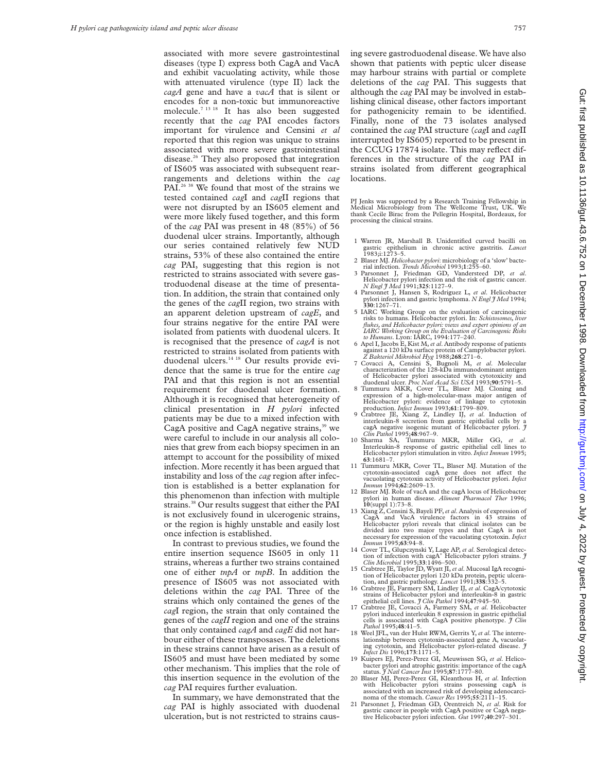associated with more severe gastrointestinal diseases (type I) express both CagA and VacA and exhibit vacuolating activity, while those with attenuated virulence (type II) lack the *cagA* gene and have a *vacA* that is silent or encodes for a non-toxic but immunoreactive molecule.[7 13 18] It has also been suggested recently that the *cag* PAI encodes factors important for virulence and Censini *et al* reported that this region was unique to strains associated with more severe gastrointestinal disease.[26] They also proposed that integration of IS605 was associated with subsequent rearrangements and deletions within the *cag* PAI.[26 38] We found that most of the strains we tested contained *cag*I and *cag*II regions that were not disrupted by an IS605 element and were more likely fused together, and this form of the *cag* PAI was present in 48 (85%) of 56 duodenal ulcer strains. Importantly, although our series contained relatively few NUD strains, 53% of these also contained the entire *cag* PAI, suggesting that this region is not restricted to strains associated with severe gastroduodenal disease at the time of presentation. In addition, the strain that contained only the genes of the *cag*II region, two strains with an apparent deletion upstream of *cagE*, and four strains negative for the entire PAI were isolated from patients with duodenal ulcers. It is recognised that the presence of *cagA* is not restricted to strains isolated from patients with duodenal ulcers.[14 18] Our results provide evidence that the same is true for the entire *cag* PAI and that this region is not an essential requirement for duodenal ulcer formation. Although it is recognised that heterogeneity of clinical presentation in *H pylori* infected patients may be due to a mixed infection with CagA positive and CagA negative strains,[39] we were careful to include in our analysis all colonies that grew from each biopsy specimen in an attempt to account for the possibility of mixed infection. More recently it has been argued that instability and loss of the *cag* region after infection is established is a better explanation for this phenomenon than infection with multiple strains.[38] Our results suggest that either the PAI is not exclusively found in ulcerogenic strains, or the region is highly unstable and easily lost once infection is established.

In contrast to previous studies, we found the entire insertion sequence IS605 in only 11 strains, whereas a further two strains contained one of either *tnpA* or *tnpB*. In addition the presence of IS605 was not associated with deletions within the *cag* PAI. Three of the strains which only contained the genes of the *cag*I region, the strain that only contained the genes of the *cagII* region and one of the strains that only contained *cagA* and *cagE* did not harbour either of these transposases. The deletions in these strains cannot have arisen as a result of IS605 and must have been mediated by some other mechanism. This implies that the role of this insertion sequence in the evolution of the *cag* PAI requires further evaluation.

In summary, we have demonstrated that the *cag* PAI is highly associated with duodenal ulceration, but is not restricted to strains causing severe gastroduodenal disease. We have also shown that patients with peptic ulcer disease may harbour strains with partial or complete deletions of the *cag* PAI. This suggests that although the *cag* PAI may be involved in establishing clinical disease, other factors important for pathogenicity remain to be identified. Finally, none of the 73 isolates analysed contained the *cag* PAI structure (*cag*I and *cag*II interrupted by IS605) reported to be present in the CCUG 17874 isolate. This may reflect differences in the structure of the *cag* PAI in strains isolated from different geographical locations.

PJ Jenks was supported by a Research Training Fellowship in Medical Microbiology from The Wellcome Trust, UK. We thank Cecile Birac from the Pellegrin Hospital, Bordeaux, for processing the clinical strains.

1 Warren JR, Marshall B. Unidentified curved bacilli on gastric epithelium in chronic active gastritis. *Lancet* 1983;i:1273–5.
2 Blaser MJ. *Helicobacter pylori*: microbiology of a 'slow' bacterial infection. *Trends Microbiol* 1993;**1**:255–60.
3 Parsonnet J, Friedman GD, Vandersteed DP, *et al*. Helicobacter pylori infection and the risk of gastric cancer. *N Engl J Med* 1991;**325**:1127–9.
4 Parsonnet J, Hansen S, Rodriguez L, *et al*. Helicobacter pylori infection and gastric lymphoma. *N Engl J Med* 1994; **330**:1267–71.
5 IARC Working Group on the evaluation of carcinogenic risks to humans. Helicobacter pylori. In: *Schistosomes, liver flukes, and Helicobacter pylori: views and expert opinions of an IARC Working Group on the Evaluation of Carcinogenic Risks to Humans*. Lyon: IARC, 1994:177–240.
6 Apel I, Jacobs E, Kist M, *et al*. Antibody response of patients against a 120 kDa surface protein of Campylobacter pylori. *Z Bakteriol Mikrobiol Hyg* 1988;**268**:271–6.
7 Covacci A, Censini S, Bugnoli M, *et al*. Molecular characterization of the 128-kDa immunodominant antigen of Helicobacter pylori associated with cytotoxicity and duodenal ulcer. *Proc Natl Acad Sci USA* 1993;**90**:5791–5.
8 Tummuru MKR, Cover TL, Blaser MJ. Cloning and expression of a high-molecular-mass major antigen of Helicobacter pylori: evidence of linkage to cytotoxin production. *Infect Immun* 1993;**61**:1799–809.
9 Crabtree JE, Xiang Z, Lindley IJ, *et al*. Induction of interleukin-8 secretion from gastric epithelial cells by a cagA negative isogenic mutant of Helicobacter pylori. *J Clin Pathol* 1995;**48**:967–9.
10 Sharma SA, Tummuru MKR, Miller GG, *et al*. Interleukin-8 response of gastric epithelial cell lines to Helicobacter pylori stimulation in vitro. *Infect Immun* 1995; **63**:1681–7.
11 Tummuru MKR, Cover TL, Blaser MJ. Mutation of the cytotoxin-associated cagA gene does not affect the vacuolating cytotoxin activity of Helicobacter pylori. *Infect Immun* 1994;**62**:2609–13.
12 Blaser MJ. Role of vacA and the cagA locus of Helicobacter pylori in human disease. *Aliment Pharmacol Ther* 1996; **10**(suppl 1):73–8.
13 Xiang Z, Censini S, Bayeli PF, *et al*. Analysis of expression of CagA and VacA virulence factors in 43 strains of Helicobacter pylori reveals that clinical isolates can be divided into two major types and that CagA is not necessary for expression of the vacuolating cytotoxin. *Infect Immun* 1995;**63**:94–8.
14 Cover TL, Glupczynski Y, Lage AP, *et al*. Serological detection of infection with cagA+ Helicobacter pylori strains. *J Clin Microbiol* 1995;**33**:1496–500.
15 Crabtree JE, Taylor JD, Wyatt JI, *et al*. Mucosal IgA recognition of Helicobacter pylori 120 kDa protein, peptic ulceration, and gastric pathology. *Lancet* 1991;**338**:332–5.
16 Crabtree JE, Farmery SM, Lindley IJ, *et al*. CagA/cytotoxic strains of Helicobacter pylori and interleukin-8 in gastric epithelial cell lines. *J Clin Pathol* 1994;**47**:945–50.
17 Crabtree JE, Covacci A, Farmery SM, *et al*. Helicobacter pylori induced interleukin 8 expression in gastric epithelial cells is associated with CagA positive phenotype. *J Clin Pathol* 1995;**48**:41–5.
18 Weel JFL, van der Hulst RWM, Gerrits Y, *et al*. The interrelationship between cytotoxin-associated gene A, vacuolating cytotoxin, and Helicobacter pylori-related disease. *J Infect Dis* 1996;**173**:1171–5.
19 Kuipers EJ, Perez-Perez GI, Meuwissen SG, *et al*. Helicobacter pylori and atrophic gastritis: importance of the cagA status. *J Natl Cancer Inst* 1995;**87**:1777–80.
20 Blaser MJ, Perez-Perez GI, Kleanthous H, *et al*. Infection with Helicobacter pylori strains possessing cagA is associated with an increased risk of developing adenocarcinoma of the stomach. *Cancer Res* 1995;**55**:2111–15.
21 Parsonnet J, Friedman GD, Orentreich N, *et al*. Risk for gastric cancer in people with CagA positive or CagA negative Helicobacter pylori infection. *Gut* 1997;**40**:297–301.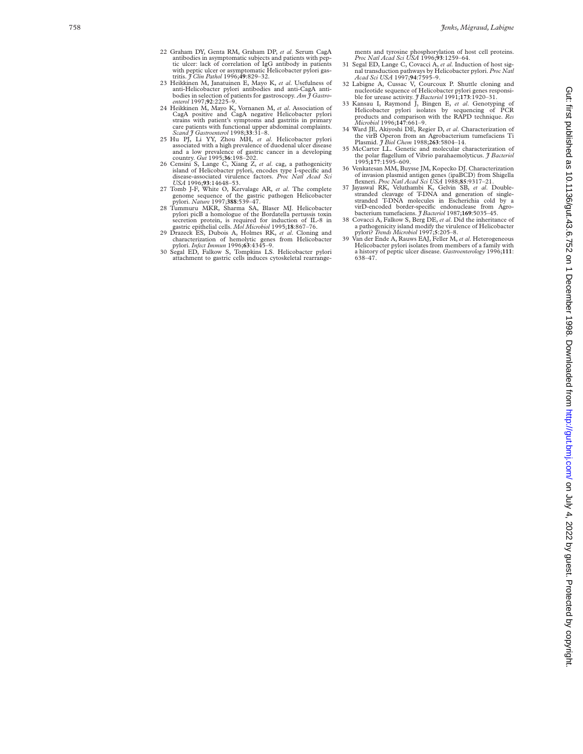22 Graham DY, Genta RM, Graham DP, *et al*. Serum CagA antibodies in asymptomatic subjects and patients with peptic ulcer: lack of correlation of IgG antibody in patients with peptic ulcer or asymptomatic Helicobacter pylori gastritis. *J Clin Pathol* 1996;**49**:829–32.

23 Heikkinen M, Janatuinen E, Mayo K, *et al*. Usefulness of anti-Helicobacter pylori antibodies and anti-CagA antibodies in selection of patients for gastroscopy. *Am J Gastroenterol* 1997;**92**:2225–9.

24 Heikkinen M, Mayo K, Vornanen M, *et al*. Association of CagA positive and CagA negative Helicobacter pylori strains with patient's symptoms and gastritis in primary care patients with functional upper abdominal complaints. *Scand J Gastroenterol* 1998;**33**:31–8.

25 Hu PJ, Li YY, Zhou MH, *et al*. Helicobacter pylori associated with a high prevalence of duodenal ulcer disease and a low prevalence of gastric cancer in a developing country. *Gut* 1995;**36**:198–202.

26 Censini S, Lange C, Xiang Z, *et al*. cag, a pathogenicity island of Helicobacter pylori, encodes type I-specific and disease-associated virulence factors. *Proc Natl Acad Sci USA* 1996;**93**:14648–53.

27 Tomb J-F, White O, Kervalage AR, *et al*. The complete genome sequence of the gastric pathogen Helicobacter pylori. *Nature* 1997;**388**:539–47.

28 Tummuru MKR, Sharma SA, Blaser MJ. Helicobacter pylori picB a homologue of the Bordatella pertussis toxin secretion protein, is required for induction of IL-8 in gastric epithelial cells. *Mol Microbiol* 1995;**18**:867–76.

29 Drazeck ES, Dubois A, Holmes RK, *et al*. Cloning and characterization of hemolytic genes from Helicobacter pylori. *Infect Immun* 1996;**63**:4345–9.

30 Segal ED, Falkow S, Tompkins LS. Helicobacter pylori attachment to gastric cells induces cytoskeletal rearrangements and tyrosine phosphorylation of host cell proteins. *Proc Natl Acad Sci USA* 1996;**93**:1259–64.

31 Segal ED, Lange C, Covacci A, *et al*. Induction of host signal transduction pathways by Helicobacter pylori. *Proc Natl Acad Sci USA* 1997;**94**:7595–9.

32 Labigne A, Cussac V, Courcoux P. Shuttle cloning and nucleotide sequence of Helicobacter pylori genes responsible for urease activity. *J Bacteriol* 1991;**173**:1920–31.

33 Kansau I, Raymond J, Bingen E, *et al*. Genotyping of Helicobacter pylori isolates by sequencing of PCR products and comparison with the RAPD technique. *Res Microbiol* 1996;**147**:661–9.

34 Ward JE, Akiyoshi DE, Regier D, *et al*. Characterization of the virB Operon from an Agrobacterium tumefaciens Ti Plasmid. *J Biol Chem* 1988;**263**:5804–14.

35 McCarter LL. Genetic and molecular characterization of the polar flagellum of Vibrio parahaemolyticus. *J Bacteriol* 1995;**177**:1595–609.

36 Venkatesan MM, Buysse JM, Kopecko DJ. Characterization of invasion plasmid antigen genes (ipaBCD) from Shigella flexneri. *Proc Natl Acad Sci USA* 1988;**85**:9317–21.

37 Jayaswal RK, Veluthambi K, Gelvin SB, *et al*. Double-stranded cleavage of T-DNA and generation of single-stranded T-DNA molecules in Escherichia cold by a virD-encoded border-specific endonuclease from Agrobacterium tumefaciens. *J Bacteriol* 1987;**169**:5035–45.

38 Covacci A, Falkow S, Berg DE, *et al*. Did the inheritance of a pathogenicity island modify the virulence of Helicobacter pylori? *Trends Microbiol* 1997;**5**:205–8.

39 Van der Ende A, Rauws EAJ, Feller M, *et al*. Heterogeneous Helicobacter pylori isolates from members of a family with a history of peptic ulcer disease. *Gastroenterology* 1996;**111**:638–47.